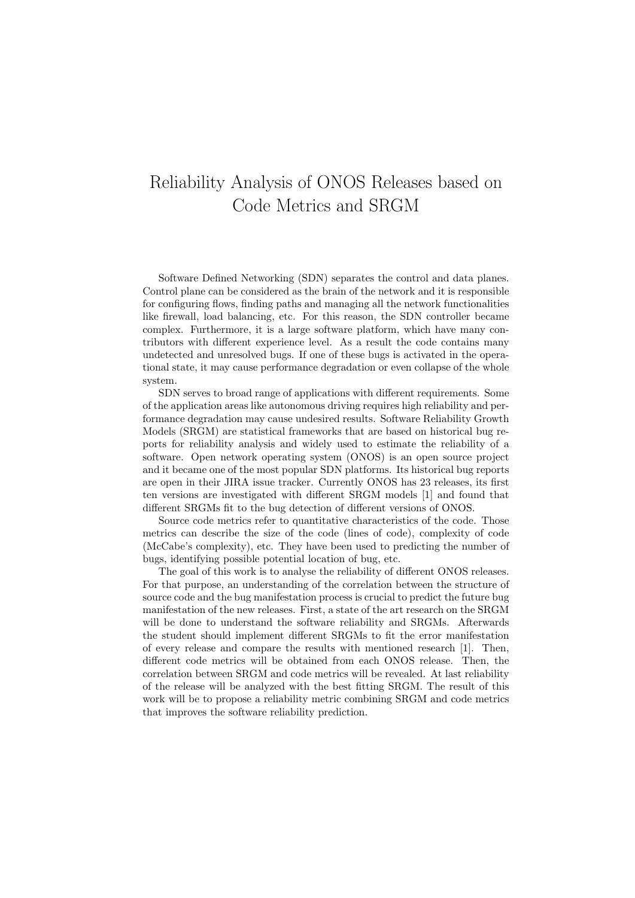# Reliability Analysis of ONOS Releases based on Code Metrics and SRGM

Software Defined Networking (SDN) separates the control and data planes. Control plane can be considered as the brain of the network and it is responsible for configuring flows, finding paths and managing all the network functionalities like firewall, load balancing, etc. For this reason, the SDN controller became complex. Furthermore, it is a large software platform, which have many contributors with different experience level. As a result the code contains many undetected and unresolved bugs. If one of these bugs is activated in the operational state, it may cause performance degradation or even collapse of the whole system.

SDN serves to broad range of applications with different requirements. Some of the application areas like autonomous driving requires high reliability and performance degradation may cause undesired results. Software Reliability Growth Models (SRGM) are statistical frameworks that are based on historical bug reports for reliability analysis and widely used to estimate the reliability of a software. Open network operating system (ONOS) is an open source project and it became one of the most popular SDN platforms. Its historical bug reports are open in their JIRA issue tracker. Currently ONOS has 23 releases, its first ten versions are investigated with different SRGM models [1] and found that different SRGMs fit to the bug detection of different versions of ONOS.

Source code metrics refer to quantitative characteristics of the code. Those metrics can describe the size of the code (lines of code), complexity of code (McCabe's complexity), etc. They have been used to predicting the number of bugs, identifying possible potential location of bug, etc.

The goal of this work is to analyse the reliability of different ONOS releases. For that purpose, an understanding of the correlation between the structure of source code and the bug manifestation process is crucial to predict the future bug manifestation of the new releases. First, a state of the art research on the SRGM will be done to understand the software reliability and SRGMs. Afterwards the student should implement different SRGMs to fit the error manifestation of every release and compare the results with mentioned research [1]. Then, different code metrics will be obtained from each ONOS release. Then, the correlation between SRGM and code metrics will be revealed. At last reliability of the release will be analyzed with the best fitting SRGM. The result of this work will be to propose a reliability metric combining SRGM and code metrics that improves the software reliability prediction.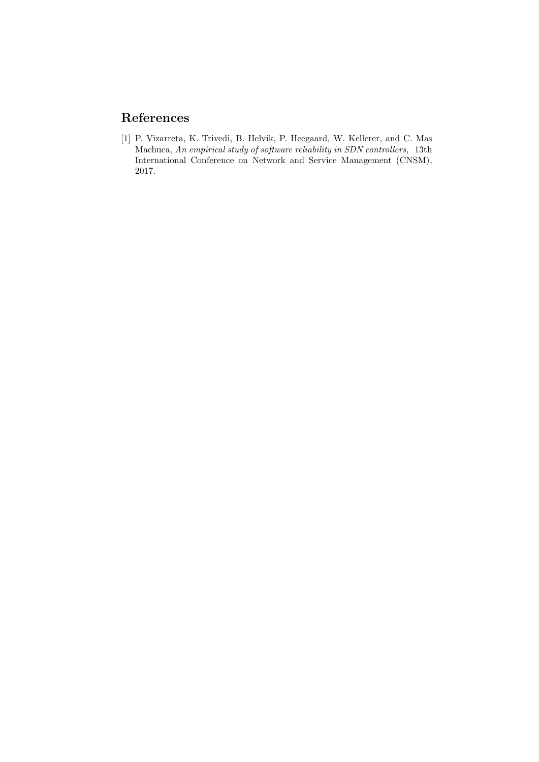## References

[1] P. Vizarreta, K. Trivedi, B. Helvik, P. Heegaard, W. Kellerer, and C. Mas Machuca, *An empirical study of software reliability in SDN controllers*, 13th International Conference on Network and Service Management (CNSM), 2017.